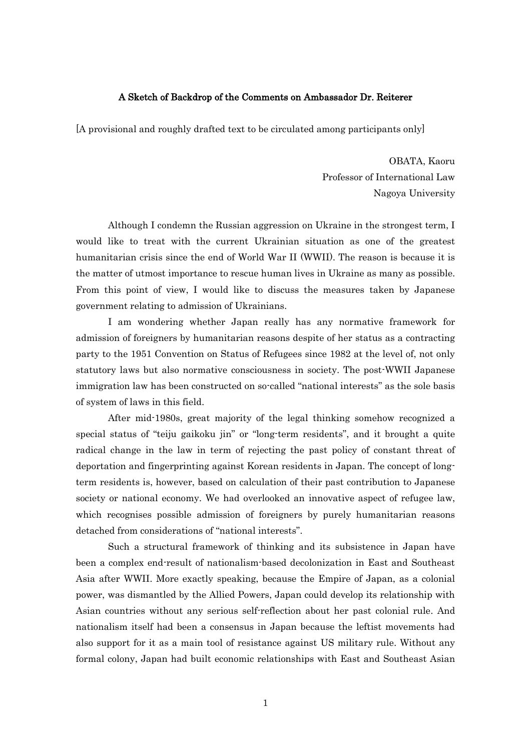# A Sketch of Backdrop of the Comments on Ambassador Dr. Reiterer

[A provisional and roughly drafted text to be circulated among participants only]

OBATA, Kaoru  
Professor of International Law  
Nagoya University

Although I condemn the Russian aggression on Ukraine in the strongest term, I would like to treat with the current Ukrainian situation as one of the greatest humanitarian crisis since the end of World War II (WWII). The reason is because it is the matter of utmost importance to rescue human lives in Ukraine as many as possible. From this point of view, I would like to discuss the measures taken by Japanese government relating to admission of Ukrainians.

I am wondering whether Japan really has any normative framework for admission of foreigners by humanitarian reasons despite of her status as a contracting party to the 1951 Convention on Status of Refugees since 1982 at the level of, not only statutory laws but also normative consciousness in society. The post-WWII Japanese immigration law has been constructed on so-called "national interests" as the sole basis of system of laws in this field.

After mid-1980s, great majority of the legal thinking somehow recognized a special status of "teiju gaikoku jin" or "long-term residents", and it brought a quite radical change in the law in term of rejecting the past policy of constant threat of deportation and fingerprinting against Korean residents in Japan. The concept of long-term residents is, however, based on calculation of their past contribution to Japanese society or national economy. We had overlooked an innovative aspect of refugee law, which recognises possible admission of foreigners by purely humanitarian reasons detached from considerations of "national interests".

Such a structural framework of thinking and its subsistence in Japan have been a complex end-result of nationalism-based decolonization in East and Southeast Asia after WWII. More exactly speaking, because the Empire of Japan, as a colonial power, was dismantled by the Allied Powers, Japan could develop its relationship with Asian countries without any serious self-reflection about her past colonial rule. And nationalism itself had been a consensus in Japan because the leftist movements had also support for it as a main tool of resistance against US military rule. Without any formal colony, Japan had built economic relationships with East and Southeast Asian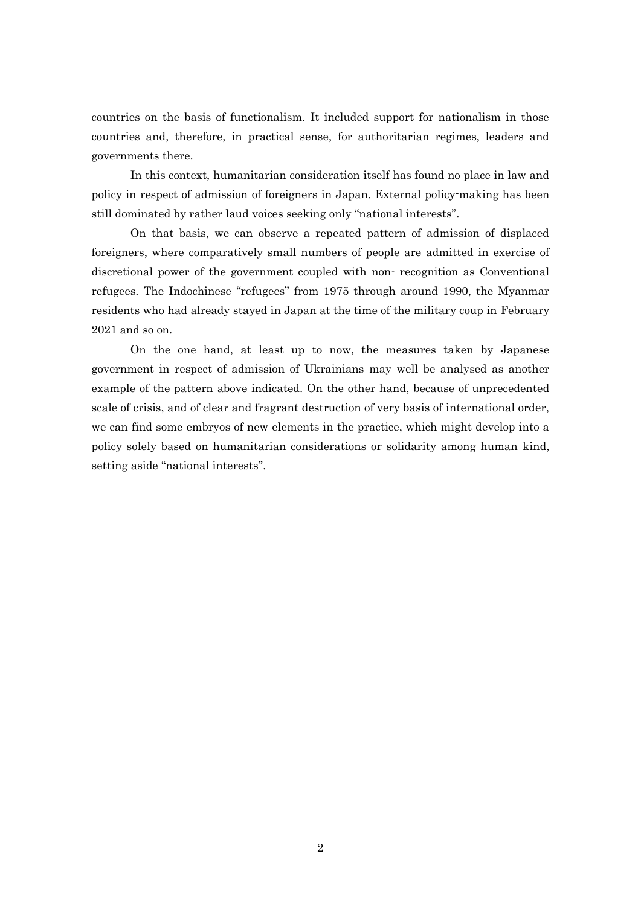countries on the basis of functionalism. It included support for nationalism in those countries and, therefore, in practical sense, for authoritarian regimes, leaders and governments there.

In this context, humanitarian consideration itself has found no place in law and policy in respect of admission of foreigners in Japan. External policy-making has been still dominated by rather laud voices seeking only "national interests".

On that basis, we can observe a repeated pattern of admission of displaced foreigners, where comparatively small numbers of people are admitted in exercise of discretional power of the government coupled with non- recognition as Conventional refugees. The Indochinese "refugees" from 1975 through around 1990, the Myanmar residents who had already stayed in Japan at the time of the military coup in February 2021 and so on.

On the one hand, at least up to now, the measures taken by Japanese government in respect of admission of Ukrainians may well be analysed as another example of the pattern above indicated. On the other hand, because of unprecedented scale of crisis, and of clear and fragrant destruction of very basis of international order, we can find some embryos of new elements in the practice, which might develop into a policy solely based on humanitarian considerations or solidarity among human kind, setting aside "national interests".